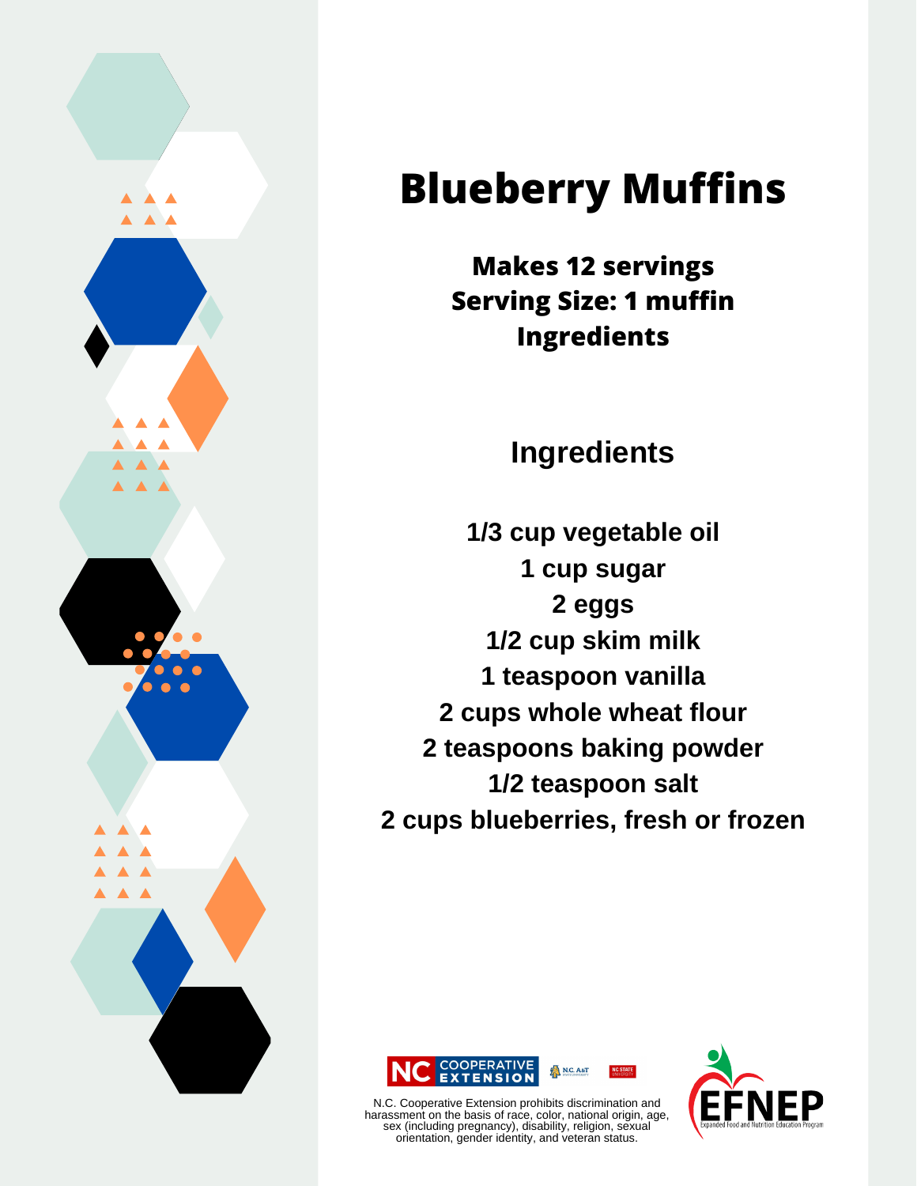# Blueberry Muffins

**Makes 12 servings**
**Serving Size: 1 muffin**
**Ingredients**

## Ingredients

**1/3 cup vegetable oil**
**1 cup sugar**
**2 eggs**
**1/2 cup skim milk**
**1 teaspoon vanilla**
**2 cups whole wheat flour**
**2 teaspoons baking powder**
**1/2 teaspoon salt**
**2 cups blueberries, fresh or frozen**

NC COOPERATIVE EXTENSION

N.C. Cooperative Extension prohibits discrimination and harassment on the basis of race, color, national origin, age, sex (including pregnancy), disability, religion, sexual orientation, gender identity, and veteran status.

EFNEP Expanded Food and Nutrition Education Program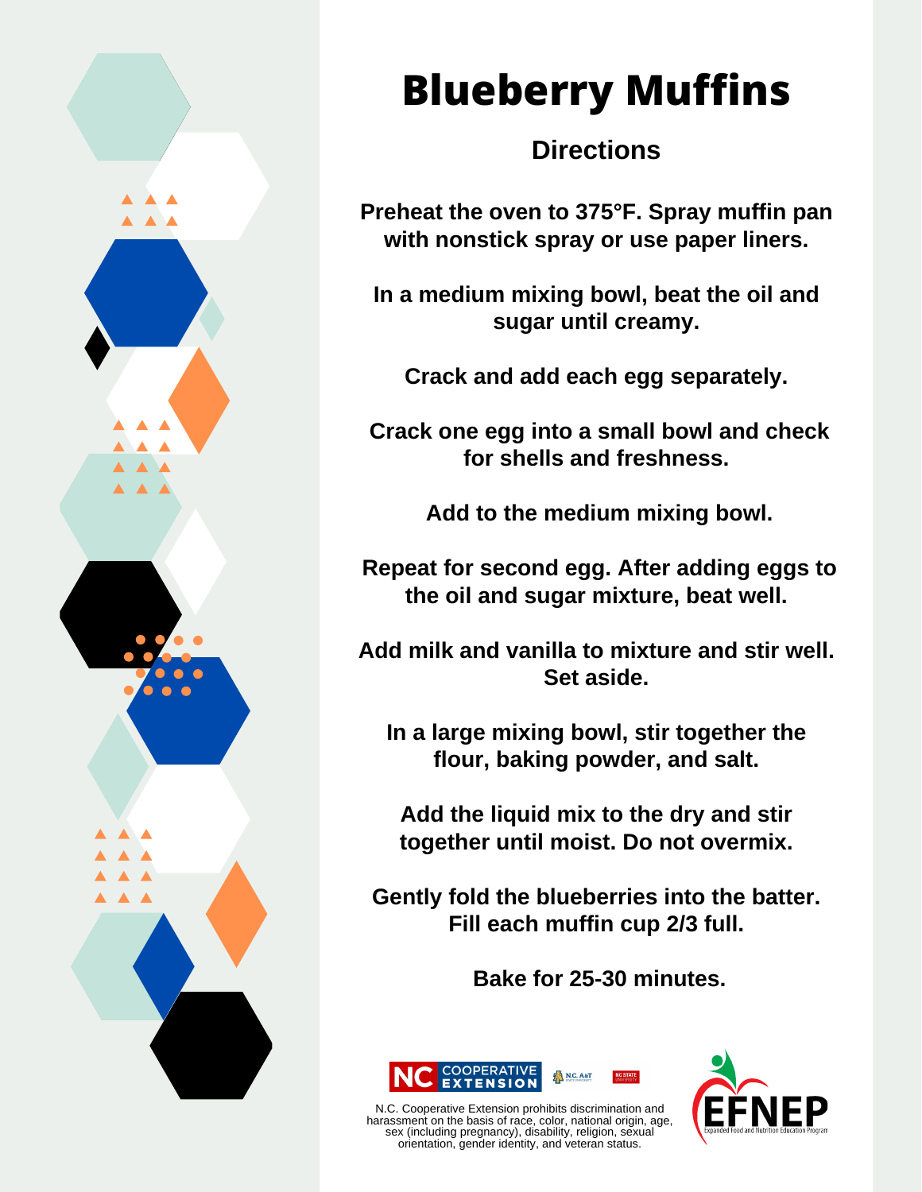# Blueberry Muffins

## Directions

Preheat the oven to 375°F. Spray muffin pan with nonstick spray or use paper liners.

In a medium mixing bowl, beat the oil and sugar until creamy.

Crack and add each egg separately.

Crack one egg into a small bowl and check for shells and freshness.

Add to the medium mixing bowl.

Repeat for second egg. After adding eggs to the oil and sugar mixture, beat well.

Add milk and vanilla to mixture and stir well. Set aside.

In a large mixing bowl, stir together the flour, baking powder, and salt.

Add the liquid mix to the dry and stir together until moist. Do not overmix.

Gently fold the blueberries into the batter. Fill each muffin cup 2/3 full.

Bake for 25-30 minutes.

NC COOPERATIVE EXTENSION N.C. A&T STATE UNIVERSITY NC STATE UNIVERSITY

N.C. Cooperative Extension prohibits discrimination and harassment on the basis of race, color, national origin, age, sex (including pregnancy), disability, religion, sexual orientation, gender identity, and veteran status.

EFNEP Expanded Food and Nutrition Education Program